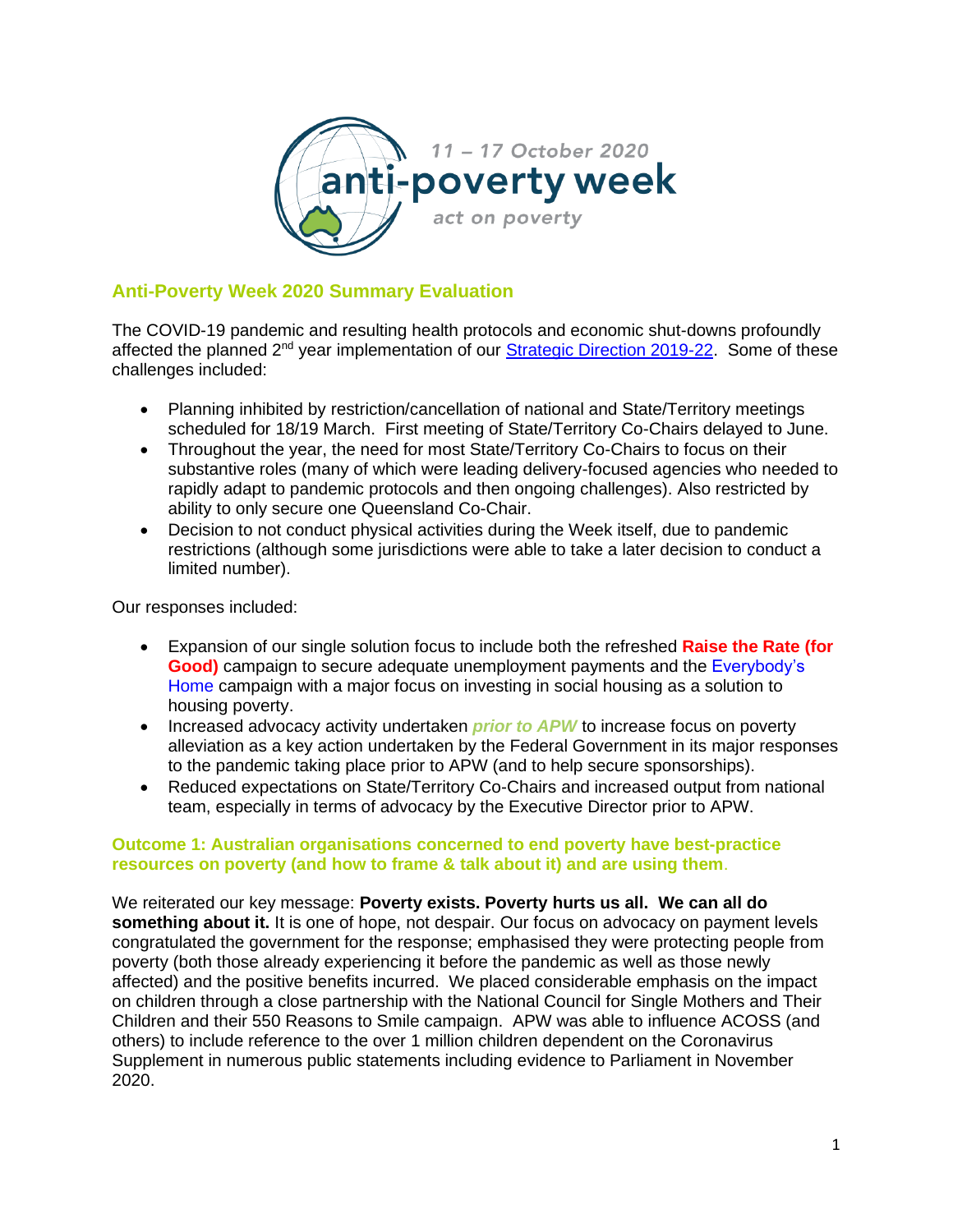11 – 17 October 2020

anti-poverty week

act on poverty

## Anti-Poverty Week 2020 Summary Evaluation

The COVID-19 pandemic and resulting health protocols and economic shut-downs profoundly affected the planned 2nd year implementation of our Strategic Direction 2019-22. Some of these challenges included:

- Planning inhibited by restriction/cancellation of national and State/Territory meetings scheduled for 18/19 March. First meeting of State/Territory Co-Chairs delayed to June.
- Throughout the year, the need for most State/Territory Co-Chairs to focus on their substantive roles (many of which were leading delivery-focused agencies who needed to rapidly adapt to pandemic protocols and then ongoing challenges). Also restricted by ability to only secure one Queensland Co-Chair.
- Decision to not conduct physical activities during the Week itself, due to pandemic restrictions (although some jurisdictions were able to take a later decision to conduct a limited number).

Our responses included:

- Expansion of our single solution focus to include both the refreshed **Raise the Rate (for Good)** campaign to secure adequate unemployment payments and the Everybody's Home campaign with a major focus on investing in social housing as a solution to housing poverty.
- Increased advocacy activity undertaken ***prior to APW*** to increase focus on poverty alleviation as a key action undertaken by the Federal Government in its major responses to the pandemic taking place prior to APW (and to help secure sponsorships).
- Reduced expectations on State/Territory Co-Chairs and increased output from national team, especially in terms of advocacy by the Executive Director prior to APW.

### Outcome 1: Australian organisations concerned to end poverty have best-practice resources on poverty (and how to frame & talk about it) and are using them.

We reiterated our key message: **Poverty exists. Poverty hurts us all. We can all do something about it.** It is one of hope, not despair. Our focus on advocacy on payment levels congratulated the government for the response; emphasised they were protecting people from poverty (both those already experiencing it before the pandemic as well as those newly affected) and the positive benefits incurred. We placed considerable emphasis on the impact on children through a close partnership with the National Council for Single Mothers and Their Children and their 550 Reasons to Smile campaign. APW was able to influence ACOSS (and others) to include reference to the over 1 million children dependent on the Coronavirus Supplement in numerous public statements including evidence to Parliament in November 2020.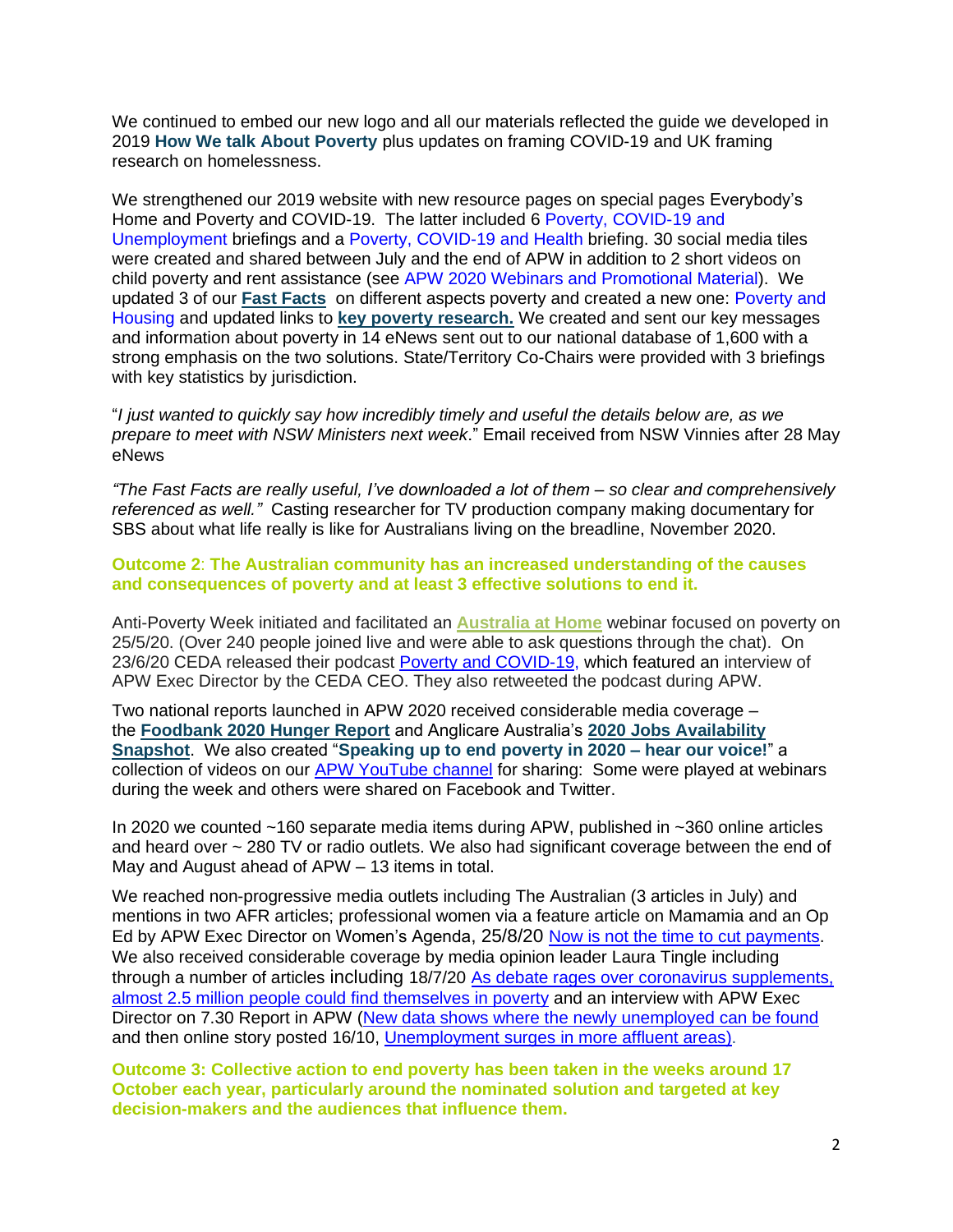We continued to embed our new logo and all our materials reflected the guide we developed in 2019 **How We talk About Poverty** plus updates on framing COVID-19 and UK framing research on homelessness.

We strengthened our 2019 website with new resource pages on special pages Everybody's Home and Poverty and COVID-19. The latter included 6 Poverty, COVID-19 and Unemployment briefings and a Poverty, COVID-19 and Health briefing. 30 social media tiles were created and shared between July and the end of APW in addition to 2 short videos on child poverty and rent assistance (see APW 2020 Webinars and Promotional Material). We updated 3 of our **Fast Facts** on different aspects poverty and created a new one: Poverty and Housing and updated links to **key poverty research.** We created and sent our key messages and information about poverty in 14 eNews sent out to our national database of 1,600 with a strong emphasis on the two solutions. State/Territory Co-Chairs were provided with 3 briefings with key statistics by jurisdiction.

"*I just wanted to quickly say how incredibly timely and useful the details below are, as we prepare to meet with NSW Ministers next week*." Email received from NSW Vinnies after 28 May eNews

*"The Fast Facts are really useful, I've downloaded a lot of them – so clear and comprehensively referenced as well."* Casting researcher for TV production company making documentary for SBS about what life really is like for Australians living on the breadline, November 2020.

**Outcome 2**: **The Australian community has an increased understanding of the causes and consequences of poverty and at least 3 effective solutions to end it.**

Anti-Poverty Week initiated and facilitated an **Australia at Home** webinar focused on poverty on 25/5/20. (Over 240 people joined live and were able to ask questions through the chat). On 23/6/20 CEDA released their podcast Poverty and COVID-19, which featured an interview of APW Exec Director by the CEDA CEO. They also retweeted the podcast during APW.

Two national reports launched in APW 2020 received considerable media coverage – the **Foodbank 2020 Hunger Report** and Anglicare Australia's **2020 Jobs Availability Snapshot**. We also created "**Speaking up to end poverty in 2020 – hear our voice!**" a collection of videos on our APW YouTube channel for sharing: Some were played at webinars during the week and others were shared on Facebook and Twitter.

In 2020 we counted ~160 separate media items during APW, published in ~360 online articles and heard over ~ 280 TV or radio outlets. We also had significant coverage between the end of May and August ahead of APW – 13 items in total.

We reached non-progressive media outlets including The Australian (3 articles in July) and mentions in two AFR articles; professional women via a feature article on Mamamia and an Op Ed by APW Exec Director on Women's Agenda, 25/8/20 Now is not the time to cut payments. We also received considerable coverage by media opinion leader Laura Tingle including through a number of articles including 18/7/20 As debate rages over coronavirus supplements, almost 2.5 million people could find themselves in poverty and an interview with APW Exec Director on 7.30 Report in APW (New data shows where the newly unemployed can be found and then online story posted 16/10, Unemployment surges in more affluent areas).

**Outcome 3: Collective action to end poverty has been taken in the weeks around 17 October each year, particularly around the nominated solution and targeted at key decision-makers and the audiences that influence them.**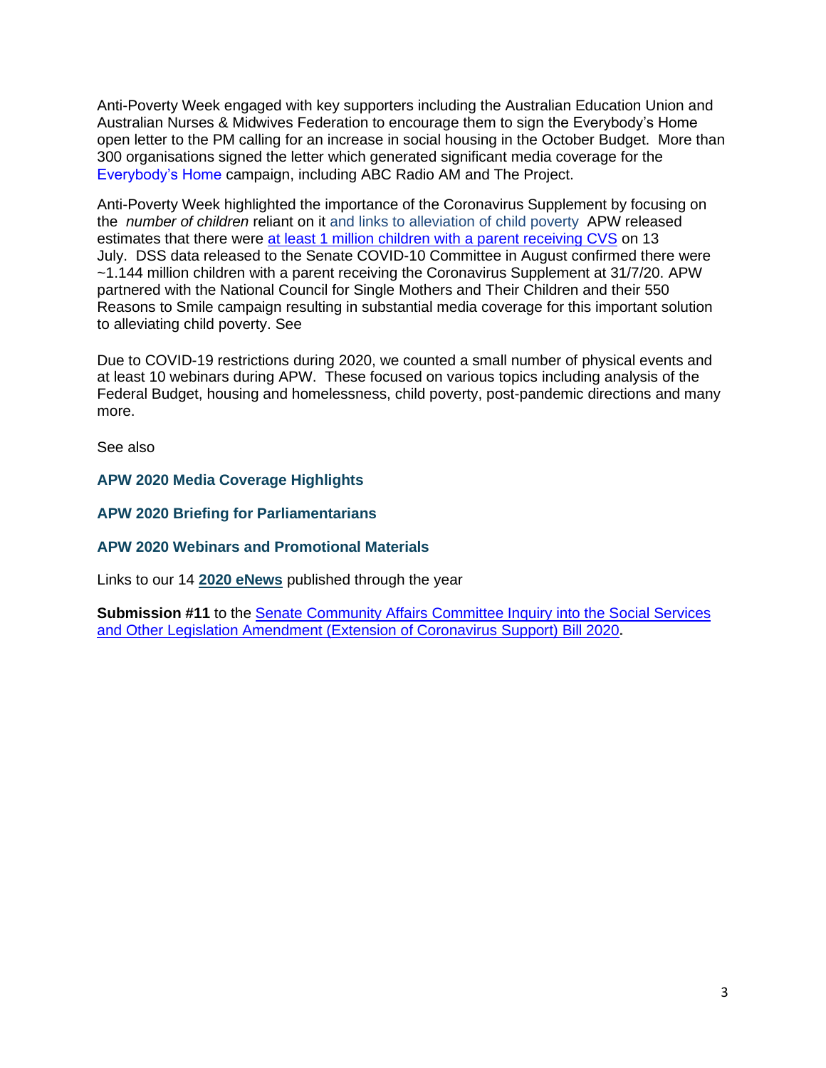Anti-Poverty Week engaged with key supporters including the Australian Education Union and Australian Nurses & Midwives Federation to encourage them to sign the Everybody's Home open letter to the PM calling for an increase in social housing in the October Budget. More than 300 organisations signed the letter which generated significant media coverage for the Everybody's Home campaign, including ABC Radio AM and The Project.

Anti-Poverty Week highlighted the importance of the Coronavirus Supplement by focusing on the *number of children* reliant on it and links to alleviation of child poverty APW released estimates that there were at least 1 million children with a parent receiving CVS on 13 July. DSS data released to the Senate COVID-10 Committee in August confirmed there were ~1.144 million children with a parent receiving the Coronavirus Supplement at 31/7/20. APW partnered with the National Council for Single Mothers and Their Children and their 550 Reasons to Smile campaign resulting in substantial media coverage for this important solution to alleviating child poverty. See

Due to COVID-19 restrictions during 2020, we counted a small number of physical events and at least 10 webinars during APW. These focused on various topics including analysis of the Federal Budget, housing and homelessness, child poverty, post-pandemic directions and many more.

See also

**APW 2020 Media Coverage Highlights**

**APW 2020 Briefing for Parliamentarians**

**APW 2020 Webinars and Promotional Materials**

Links to our 14 **2020 eNews** published through the year

**Submission #11** to the Senate Community Affairs Committee Inquiry into the Social Services and Other Legislation Amendment (Extension of Coronavirus Support) Bill 2020**.**